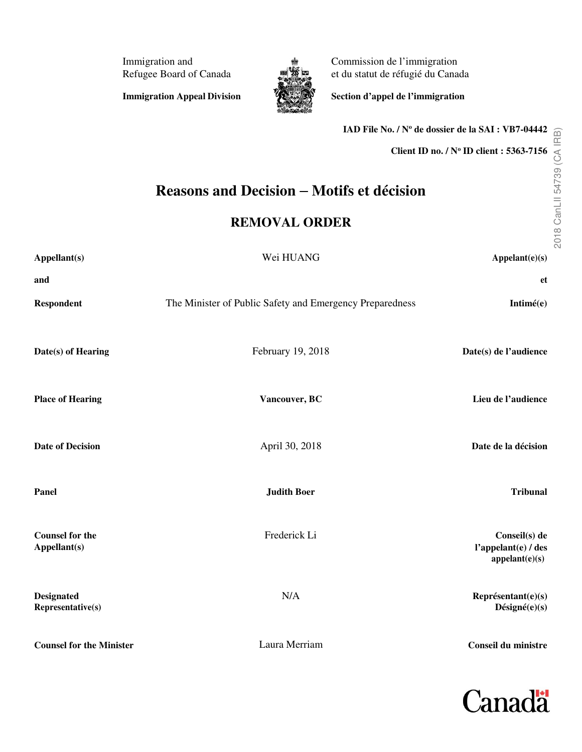Immigration and Refugee Board of Canada

**Immigration Appeal Division**

Commission de l'immigration et du statut de réfugié du Canada

**Section d'appel de l'immigration**

**IAD File No. / Nº de dossier de la SAI : VB7-04442**

**Client ID no. / Nº ID client : 5363-7156**

# Reasons and Decision – Motifs et décision

## REMOVAL ORDER

| | | |
|---|---|---|
| **Appellant(s)** | Wei HUANG | **Appelant(e)(s)** |
| **and** | | **et** |
| **Respondent** | The Minister of Public Safety and Emergency Preparedness | **Intimé(e)** |
| **Date(s) of Hearing** | February 19, 2018 | **Date(s) de l'audience** |
| **Place of Hearing** | **Vancouver, BC** | **Lieu de l'audience** |
| **Date of Decision** | April 30, 2018 | **Date de la décision** |
| **Panel** | **Judith Boer** | **Tribunal** |
| **Counsel for the Appellant(s)** | Frederick Li | **Conseil(s) de l'appelant(e) / des appelant(e)(s)** |
| **Designated Representative(s)** | N/A | **Représentant(e)(s) Désigné(e)(s)** |
| **Counsel for the Minister** | Laura Merriam | **Conseil du ministre** |

2018 CanLII 54739 (CA IRB)

Canada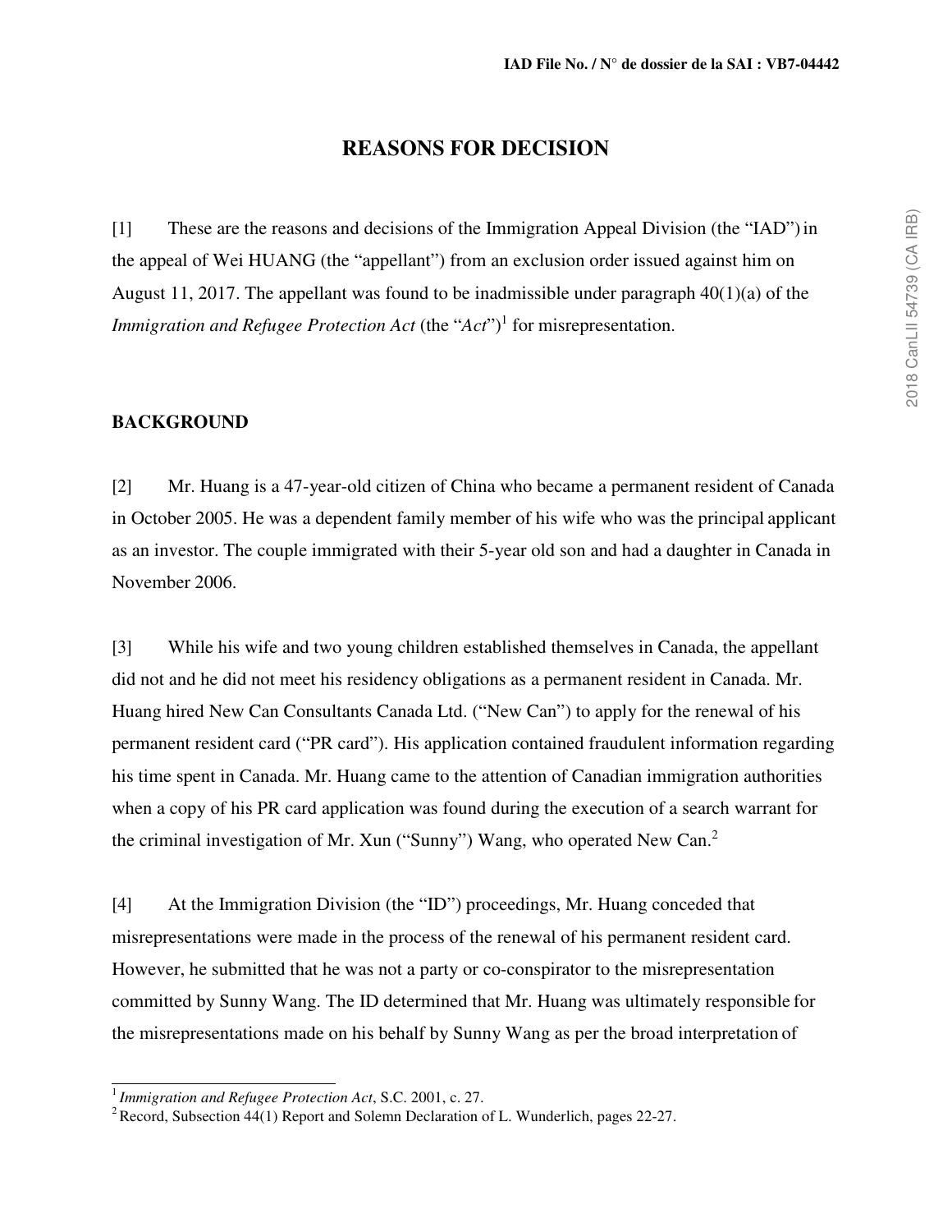# REASONS FOR DECISION

[1] These are the reasons and decisions of the Immigration Appeal Division (the "IAD") in the appeal of Wei HUANG (the "appellant") from an exclusion order issued against him on August 11, 2017. The appellant was found to be inadmissible under paragraph 40(1)(a) of the *Immigration and Refugee Protection Act* (the "*Act*")[1] for misrepresentation.

## BACKGROUND

[2] Mr. Huang is a 47-year-old citizen of China who became a permanent resident of Canada in October 2005. He was a dependent family member of his wife who was the principal applicant as an investor. The couple immigrated with their 5-year old son and had a daughter in Canada in November 2006.

[3] While his wife and two young children established themselves in Canada, the appellant did not and he did not meet his residency obligations as a permanent resident in Canada. Mr. Huang hired New Can Consultants Canada Ltd. ("New Can") to apply for the renewal of his permanent resident card ("PR card"). His application contained fraudulent information regarding his time spent in Canada. Mr. Huang came to the attention of Canadian immigration authorities when a copy of his PR card application was found during the execution of a search warrant for the criminal investigation of Mr. Xun ("Sunny") Wang, who operated New Can.[2]

[4] At the Immigration Division (the "ID") proceedings, Mr. Huang conceded that misrepresentations were made in the process of the renewal of his permanent resident card. However, he submitted that he was not a party or co-conspirator to the misrepresentation committed by Sunny Wang. The ID determined that Mr. Huang was ultimately responsible for the misrepresentations made on his behalf by Sunny Wang as per the broad interpretation of

---

[1] *Immigration and Refugee Protection Act*, S.C. 2001, c. 27.

[2] Record, Subsection 44(1) Report and Solemn Declaration of L. Wunderlich, pages 22-27.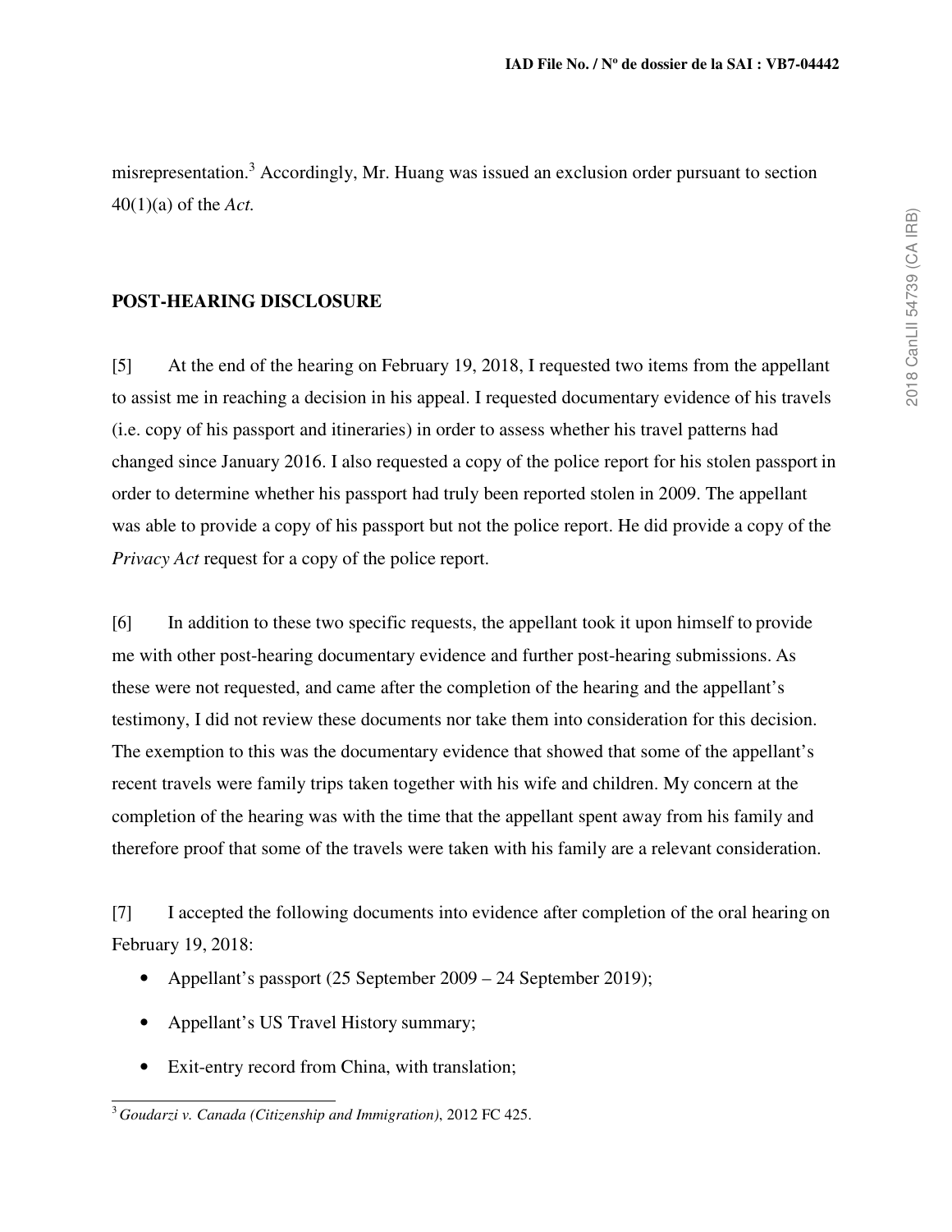misrepresentation.[3] Accordingly, Mr. Huang was issued an exclusion order pursuant to section 40(1)(a) of the *Act.*

## POST-HEARING DISCLOSURE

[5] At the end of the hearing on February 19, 2018, I requested two items from the appellant to assist me in reaching a decision in his appeal. I requested documentary evidence of his travels (i.e. copy of his passport and itineraries) in order to assess whether his travel patterns had changed since January 2016. I also requested a copy of the police report for his stolen passport in order to determine whether his passport had truly been reported stolen in 2009. The appellant was able to provide a copy of his passport but not the police report. He did provide a copy of the *Privacy Act* request for a copy of the police report.

[6] In addition to these two specific requests, the appellant took it upon himself to provide me with other post-hearing documentary evidence and further post-hearing submissions. As these were not requested, and came after the completion of the hearing and the appellant's testimony, I did not review these documents nor take them into consideration for this decision. The exemption to this was the documentary evidence that showed that some of the appellant's recent travels were family trips taken together with his wife and children. My concern at the completion of the hearing was with the time that the appellant spent away from his family and therefore proof that some of the travels were taken with his family are a relevant consideration.

[7] I accepted the following documents into evidence after completion of the oral hearing on February 19, 2018:

- Appellant's passport (25 September 2009 – 24 September 2019);
- Appellant's US Travel History summary;
- Exit-entry record from China, with translation;

[3] *Goudarzi v. Canada (Citizenship and Immigration)*, 2012 FC 425.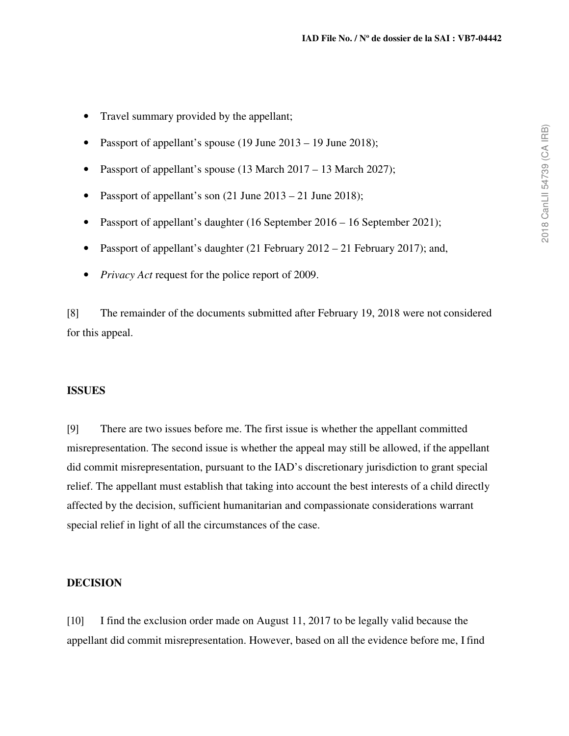- Travel summary provided by the appellant;
- Passport of appellant's spouse (19 June 2013 – 19 June 2018);
- Passport of appellant's spouse (13 March 2017 – 13 March 2027);
- Passport of appellant's son (21 June 2013 – 21 June 2018);
- Passport of appellant's daughter (16 September 2016 – 16 September 2021);
- Passport of appellant's daughter (21 February 2012 – 21 February 2017); and,
- *Privacy Act* request for the police report of 2009.

[8] The remainder of the documents submitted after February 19, 2018 were not considered for this appeal.

**ISSUES**

[9] There are two issues before me. The first issue is whether the appellant committed misrepresentation. The second issue is whether the appeal may still be allowed, if the appellant did commit misrepresentation, pursuant to the IAD's discretionary jurisdiction to grant special relief. The appellant must establish that taking into account the best interests of a child directly affected by the decision, sufficient humanitarian and compassionate considerations warrant special relief in light of all the circumstances of the case.

**DECISION**

[10] I find the exclusion order made on August 11, 2017 to be legally valid because the appellant did commit misrepresentation. However, based on all the evidence before me, I find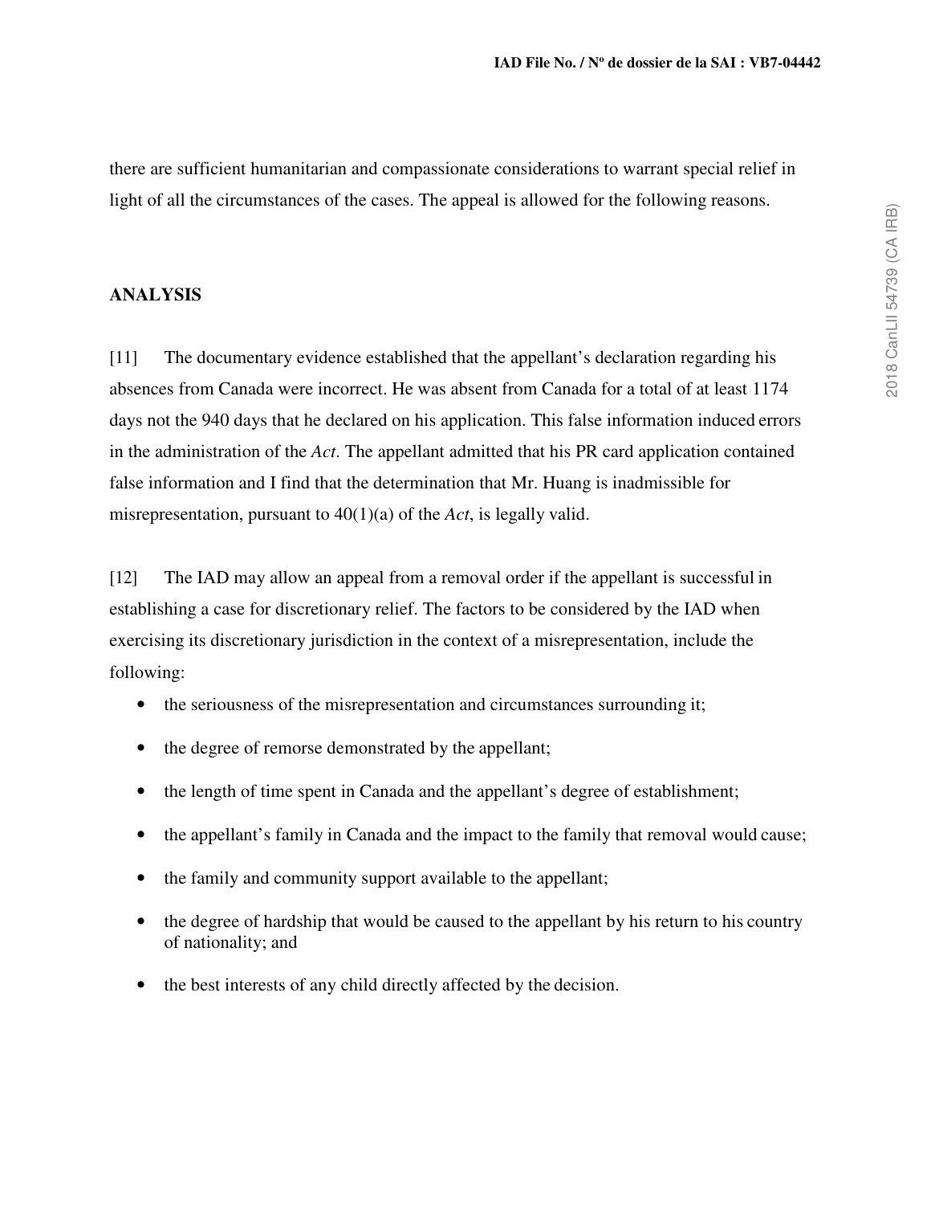there are sufficient humanitarian and compassionate considerations to warrant special relief in light of all the circumstances of the cases. The appeal is allowed for the following reasons.

## ANALYSIS

[11] The documentary evidence established that the appellant's declaration regarding his absences from Canada were incorrect. He was absent from Canada for a total of at least 1174 days not the 940 days that he declared on his application. This false information induced errors in the administration of the *Act*. The appellant admitted that his PR card application contained false information and I find that the determination that Mr. Huang is inadmissible for misrepresentation, pursuant to 40(1)(a) of the *Act*, is legally valid.

[12] The IAD may allow an appeal from a removal order if the appellant is successful in establishing a case for discretionary relief. The factors to be considered by the IAD when exercising its discretionary jurisdiction in the context of a misrepresentation, include the following:

- the seriousness of the misrepresentation and circumstances surrounding it;
- the degree of remorse demonstrated by the appellant;
- the length of time spent in Canada and the appellant's degree of establishment;
- the appellant's family in Canada and the impact to the family that removal would cause;
- the family and community support available to the appellant;
- the degree of hardship that would be caused to the appellant by his return to his country of nationality; and
- the best interests of any child directly affected by the decision.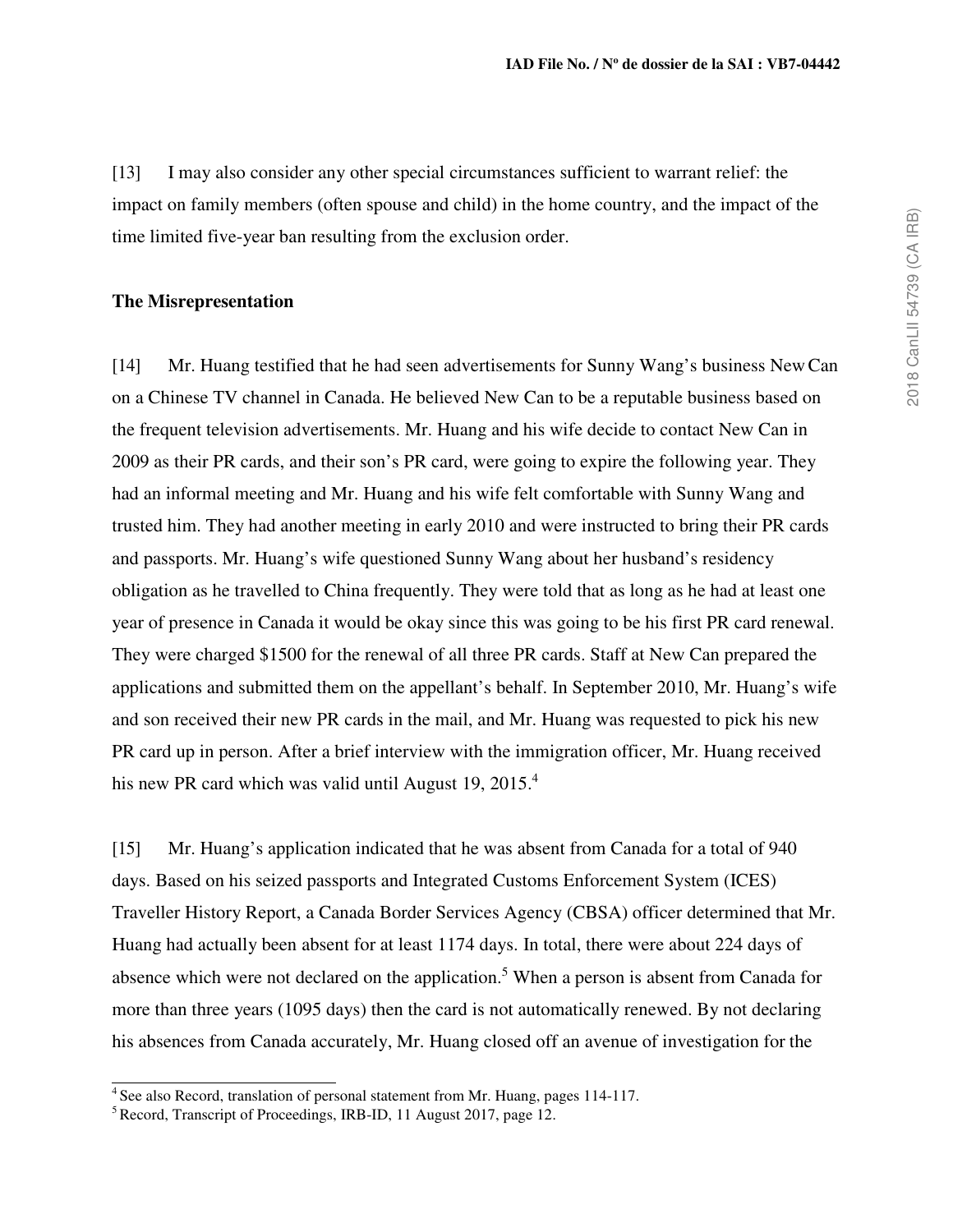[13] I may also consider any other special circumstances sufficient to warrant relief: the impact on family members (often spouse and child) in the home country, and the impact of the time limited five-year ban resulting from the exclusion order.

**The Misrepresentation**

[14] Mr. Huang testified that he had seen advertisements for Sunny Wang's business New Can on a Chinese TV channel in Canada. He believed New Can to be a reputable business based on the frequent television advertisements. Mr. Huang and his wife decide to contact New Can in 2009 as their PR cards, and their son's PR card, were going to expire the following year. They had an informal meeting and Mr. Huang and his wife felt comfortable with Sunny Wang and trusted him. They had another meeting in early 2010 and were instructed to bring their PR cards and passports. Mr. Huang's wife questioned Sunny Wang about her husband's residency obligation as he travelled to China frequently. They were told that as long as he had at least one year of presence in Canada it would be okay since this was going to be his first PR card renewal. They were charged $1500 for the renewal of all three PR cards. Staff at New Can prepared the applications and submitted them on the appellant's behalf. In September 2010, Mr. Huang's wife and son received their new PR cards in the mail, and Mr. Huang was requested to pick his new PR card up in person. After a brief interview with the immigration officer, Mr. Huang received his new PR card which was valid until August 19, 2015.[4]

[15] Mr. Huang's application indicated that he was absent from Canada for a total of 940 days. Based on his seized passports and Integrated Customs Enforcement System (ICES) Traveller History Report, a Canada Border Services Agency (CBSA) officer determined that Mr. Huang had actually been absent for at least 1174 days. In total, there were about 224 days of absence which were not declared on the application.[5] When a person is absent from Canada for more than three years (1095 days) then the card is not automatically renewed. By not declaring his absences from Canada accurately, Mr. Huang closed off an avenue of investigation for the

---

[4] See also Record, translation of personal statement from Mr. Huang, pages 114-117.

[5] Record, Transcript of Proceedings, IRB-ID, 11 August 2017, page 12.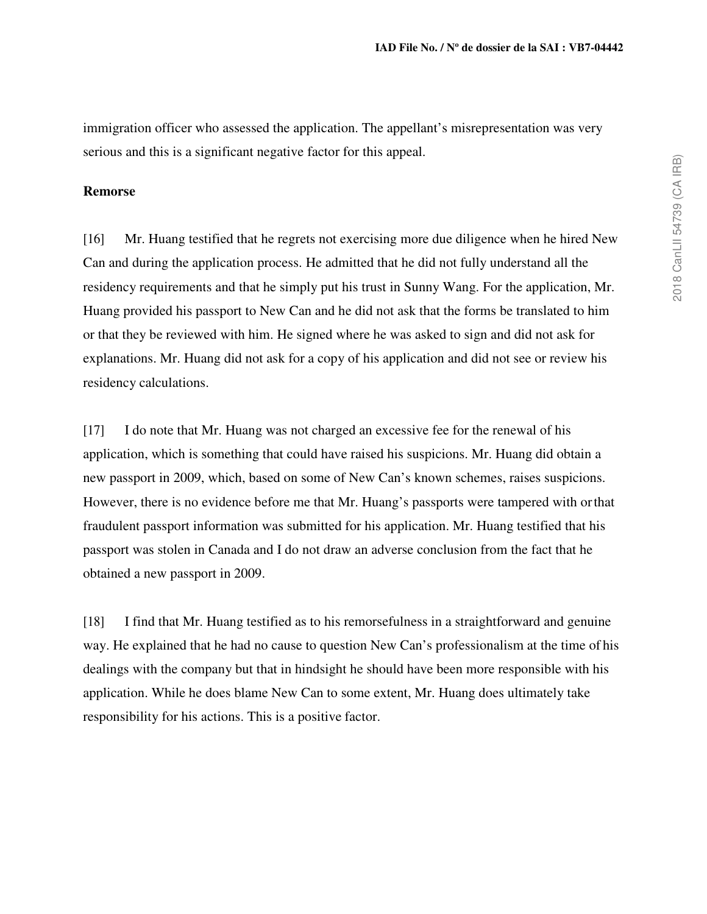immigration officer who assessed the application. The appellant's misrepresentation was very serious and this is a significant negative factor for this appeal.

**Remorse**

[16] Mr. Huang testified that he regrets not exercising more due diligence when he hired New Can and during the application process. He admitted that he did not fully understand all the residency requirements and that he simply put his trust in Sunny Wang. For the application, Mr. Huang provided his passport to New Can and he did not ask that the forms be translated to him or that they be reviewed with him. He signed where he was asked to sign and did not ask for explanations. Mr. Huang did not ask for a copy of his application and did not see or review his residency calculations.

[17] I do note that Mr. Huang was not charged an excessive fee for the renewal of his application, which is something that could have raised his suspicions. Mr. Huang did obtain a new passport in 2009, which, based on some of New Can's known schemes, raises suspicions. However, there is no evidence before me that Mr. Huang's passports were tampered with or that fraudulent passport information was submitted for his application. Mr. Huang testified that his passport was stolen in Canada and I do not draw an adverse conclusion from the fact that he obtained a new passport in 2009.

[18] I find that Mr. Huang testified as to his remorsefulness in a straightforward and genuine way. He explained that he had no cause to question New Can's professionalism at the time of his dealings with the company but that in hindsight he should have been more responsible with his application. While he does blame New Can to some extent, Mr. Huang does ultimately take responsibility for his actions. This is a positive factor.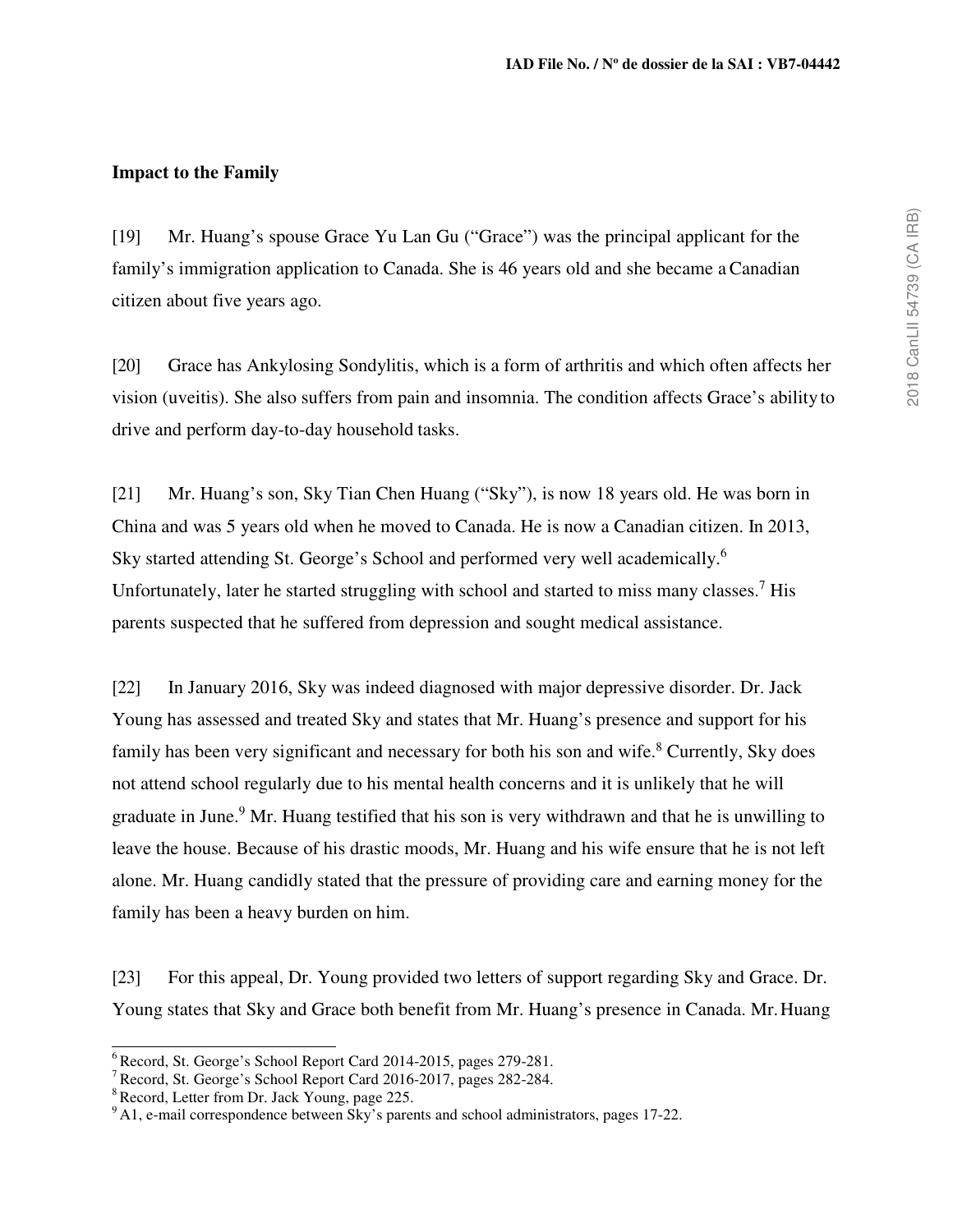**Impact to the Family**

[19] Mr. Huang's spouse Grace Yu Lan Gu ("Grace") was the principal applicant for the family's immigration application to Canada. She is 46 years old and she became a Canadian citizen about five years ago.

[20] Grace has Ankylosing Sondylitis, which is a form of arthritis and which often affects her vision (uveitis). She also suffers from pain and insomnia. The condition affects Grace's ability to drive and perform day-to-day household tasks.

[21] Mr. Huang's son, Sky Tian Chen Huang ("Sky"), is now 18 years old. He was born in China and was 5 years old when he moved to Canada. He is now a Canadian citizen. In 2013, Sky started attending St. George's School and performed very well academically.[6] Unfortunately, later he started struggling with school and started to miss many classes.[7] His parents suspected that he suffered from depression and sought medical assistance.

[22] In January 2016, Sky was indeed diagnosed with major depressive disorder. Dr. Jack Young has assessed and treated Sky and states that Mr. Huang's presence and support for his family has been very significant and necessary for both his son and wife.[8] Currently, Sky does not attend school regularly due to his mental health concerns and it is unlikely that he will graduate in June.[9] Mr. Huang testified that his son is very withdrawn and that he is unwilling to leave the house. Because of his drastic moods, Mr. Huang and his wife ensure that he is not left alone. Mr. Huang candidly stated that the pressure of providing care and earning money for the family has been a heavy burden on him.

[23] For this appeal, Dr. Young provided two letters of support regarding Sky and Grace. Dr. Young states that Sky and Grace both benefit from Mr. Huang's presence in Canada. Mr. Huang

---

[6] Record, St. George's School Report Card 2014-2015, pages 279-281.

[7] Record, St. George's School Report Card 2016-2017, pages 282-284.

[8] Record, Letter from Dr. Jack Young, page 225.

[9] A1, e-mail correspondence between Sky's parents and school administrators, pages 17-22.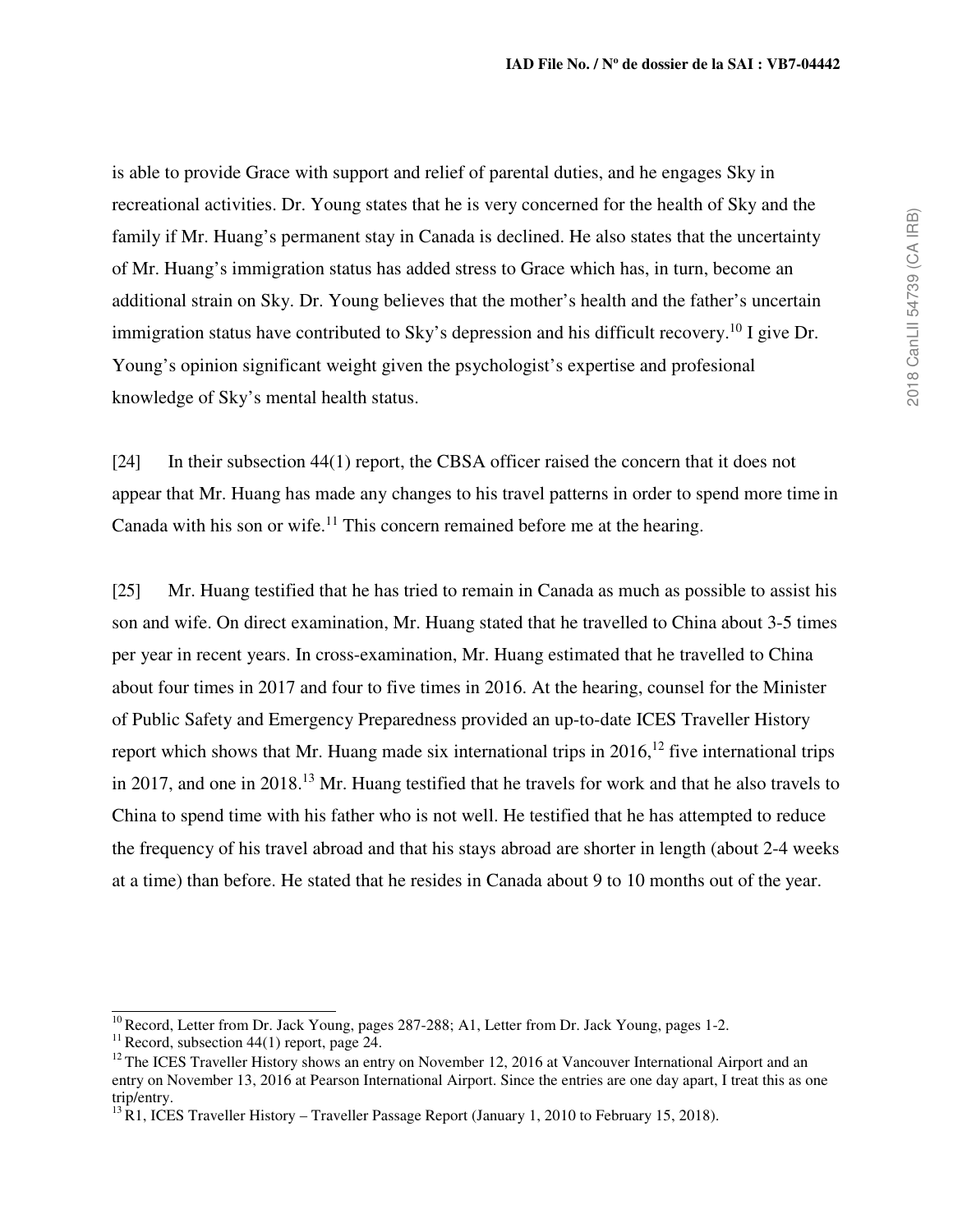is able to provide Grace with support and relief of parental duties, and he engages Sky in recreational activities. Dr. Young states that he is very concerned for the health of Sky and the family if Mr. Huang's permanent stay in Canada is declined. He also states that the uncertainty of Mr. Huang's immigration status has added stress to Grace which has, in turn, become an additional strain on Sky. Dr. Young believes that the mother's health and the father's uncertain immigration status have contributed to Sky's depression and his difficult recovery.[10] I give Dr. Young's opinion significant weight given the psychologist's expertise and profesional knowledge of Sky's mental health status.

[24] In their subsection 44(1) report, the CBSA officer raised the concern that it does not appear that Mr. Huang has made any changes to his travel patterns in order to spend more time in Canada with his son or wife.[11] This concern remained before me at the hearing.

[25] Mr. Huang testified that he has tried to remain in Canada as much as possible to assist his son and wife. On direct examination, Mr. Huang stated that he travelled to China about 3-5 times per year in recent years. In cross-examination, Mr. Huang estimated that he travelled to China about four times in 2017 and four to five times in 2016. At the hearing, counsel for the Minister of Public Safety and Emergency Preparedness provided an up-to-date ICES Traveller History report which shows that Mr. Huang made six international trips in 2016,[12] five international trips in 2017, and one in 2018.[13] Mr. Huang testified that he travels for work and that he also travels to China to spend time with his father who is not well. He testified that he has attempted to reduce the frequency of his travel abroad and that his stays abroad are shorter in length (about 2-4 weeks at a time) than before. He stated that he resides in Canada about 9 to 10 months out of the year.

---

[10] Record, Letter from Dr. Jack Young, pages 287-288; A1, Letter from Dr. Jack Young, pages 1-2.

[11] Record, subsection 44(1) report, page 24.

[12] The ICES Traveller History shows an entry on November 12, 2016 at Vancouver International Airport and an entry on November 13, 2016 at Pearson International Airport. Since the entries are one day apart, I treat this as one trip/entry.

[13] R1, ICES Traveller History – Traveller Passage Report (January 1, 2010 to February 15, 2018).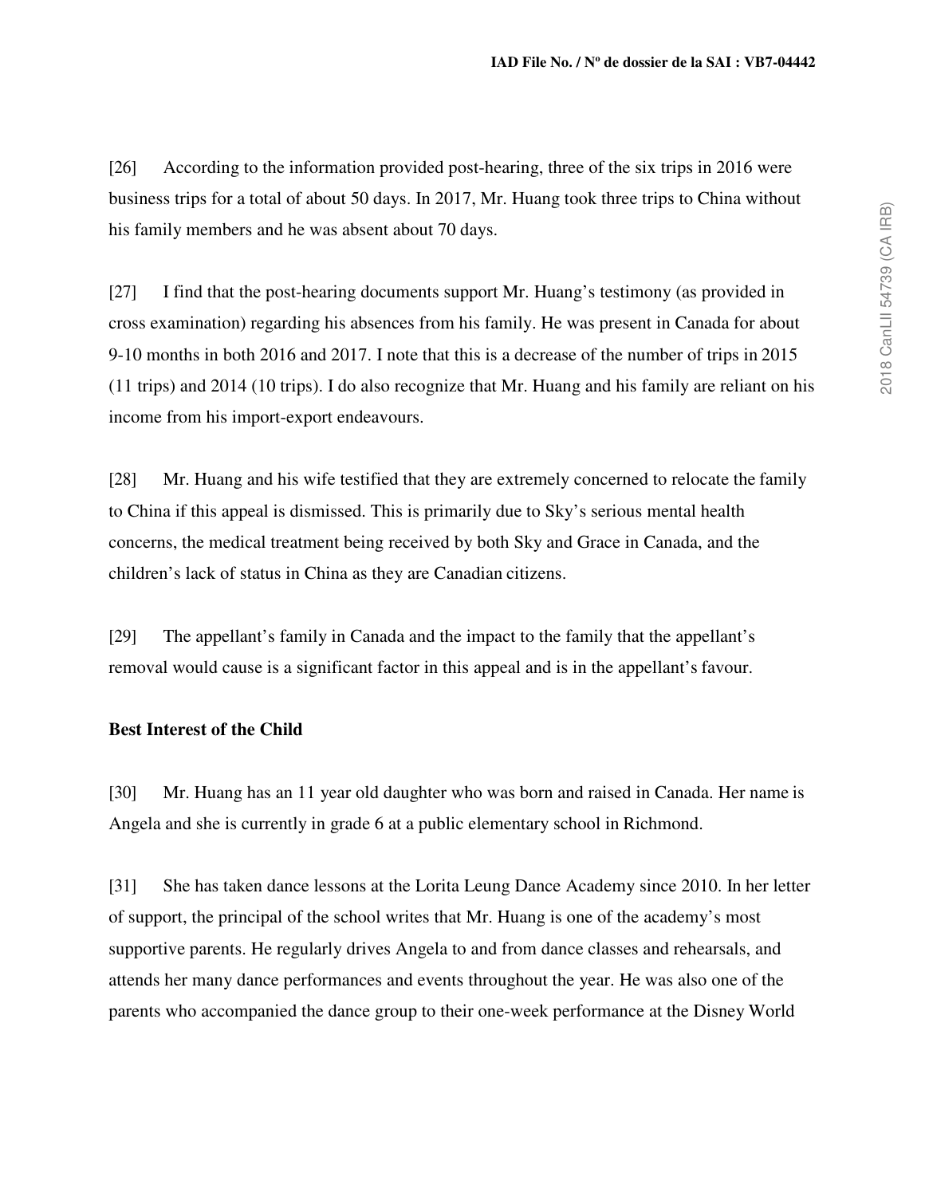[26] According to the information provided post-hearing, three of the six trips in 2016 were business trips for a total of about 50 days. In 2017, Mr. Huang took three trips to China without his family members and he was absent about 70 days.

[27] I find that the post-hearing documents support Mr. Huang's testimony (as provided in cross examination) regarding his absences from his family. He was present in Canada for about 9-10 months in both 2016 and 2017. I note that this is a decrease of the number of trips in 2015 (11 trips) and 2014 (10 trips). I do also recognize that Mr. Huang and his family are reliant on his income from his import-export endeavours.

[28] Mr. Huang and his wife testified that they are extremely concerned to relocate the family to China if this appeal is dismissed. This is primarily due to Sky's serious mental health concerns, the medical treatment being received by both Sky and Grace in Canada, and the children's lack of status in China as they are Canadian citizens.

[29] The appellant's family in Canada and the impact to the family that the appellant's removal would cause is a significant factor in this appeal and is in the appellant's favour.

**Best Interest of the Child**

[30] Mr. Huang has an 11 year old daughter who was born and raised in Canada. Her name is Angela and she is currently in grade 6 at a public elementary school in Richmond.

[31] She has taken dance lessons at the Lorita Leung Dance Academy since 2010. In her letter of support, the principal of the school writes that Mr. Huang is one of the academy's most supportive parents. He regularly drives Angela to and from dance classes and rehearsals, and attends her many dance performances and events throughout the year. He was also one of the parents who accompanied the dance group to their one-week performance at the Disney World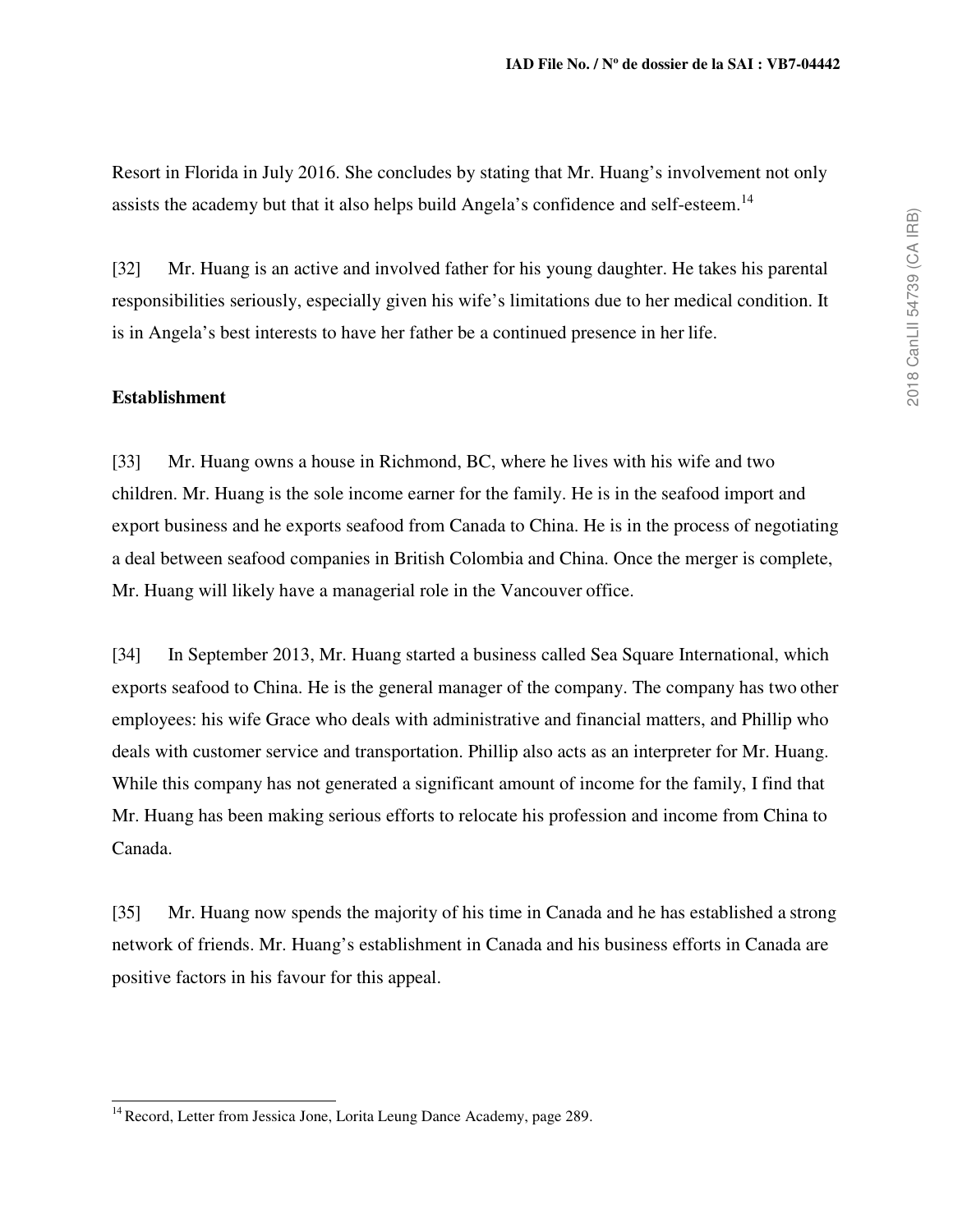Resort in Florida in July 2016. She concludes by stating that Mr. Huang's involvement not only assists the academy but that it also helps build Angela's confidence and self-esteem.[14]

[32] Mr. Huang is an active and involved father for his young daughter. He takes his parental responsibilities seriously, especially given his wife's limitations due to her medical condition. It is in Angela's best interests to have her father be a continued presence in her life.

**Establishment**

[33] Mr. Huang owns a house in Richmond, BC, where he lives with his wife and two children. Mr. Huang is the sole income earner for the family. He is in the seafood import and export business and he exports seafood from Canada to China. He is in the process of negotiating a deal between seafood companies in British Colombia and China. Once the merger is complete, Mr. Huang will likely have a managerial role in the Vancouver office.

[34] In September 2013, Mr. Huang started a business called Sea Square International, which exports seafood to China. He is the general manager of the company. The company has two other employees: his wife Grace who deals with administrative and financial matters, and Phillip who deals with customer service and transportation. Phillip also acts as an interpreter for Mr. Huang. While this company has not generated a significant amount of income for the family, I find that Mr. Huang has been making serious efforts to relocate his profession and income from China to Canada.

[35] Mr. Huang now spends the majority of his time in Canada and he has established a strong network of friends. Mr. Huang's establishment in Canada and his business efforts in Canada are positive factors in his favour for this appeal.

---

[14] Record, Letter from Jessica Jone, Lorita Leung Dance Academy, page 289.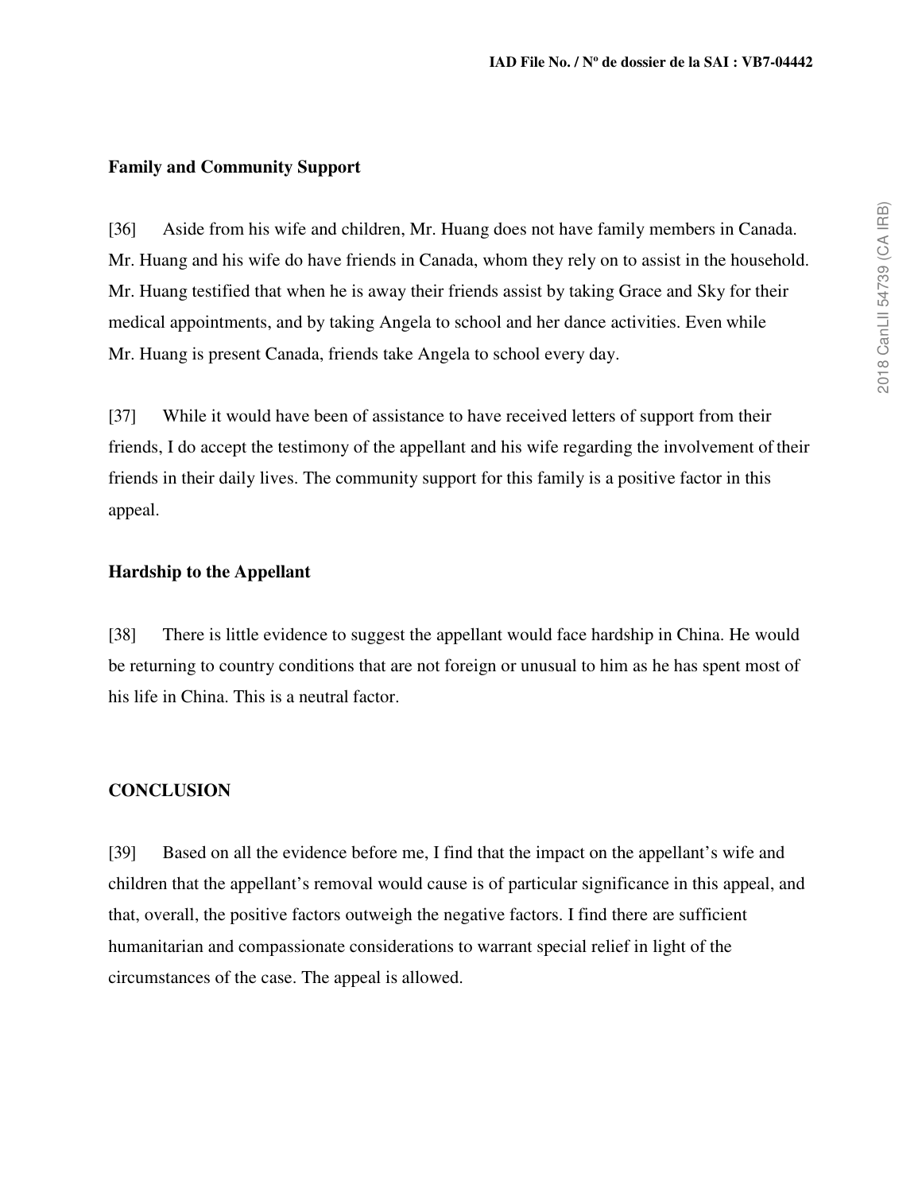**Family and Community Support**

[36] Aside from his wife and children, Mr. Huang does not have family members in Canada. Mr. Huang and his wife do have friends in Canada, whom they rely on to assist in the household. Mr. Huang testified that when he is away their friends assist by taking Grace and Sky for their medical appointments, and by taking Angela to school and her dance activities. Even while Mr. Huang is present Canada, friends take Angela to school every day.

[37] While it would have been of assistance to have received letters of support from their friends, I do accept the testimony of the appellant and his wife regarding the involvement of their friends in their daily lives. The community support for this family is a positive factor in this appeal.

**Hardship to the Appellant**

[38] There is little evidence to suggest the appellant would face hardship in China. He would be returning to country conditions that are not foreign or unusual to him as he has spent most of his life in China. This is a neutral factor.

**CONCLUSION**

[39] Based on all the evidence before me, I find that the impact on the appellant's wife and children that the appellant's removal would cause is of particular significance in this appeal, and that, overall, the positive factors outweigh the negative factors. I find there are sufficient humanitarian and compassionate considerations to warrant special relief in light of the circumstances of the case. The appeal is allowed.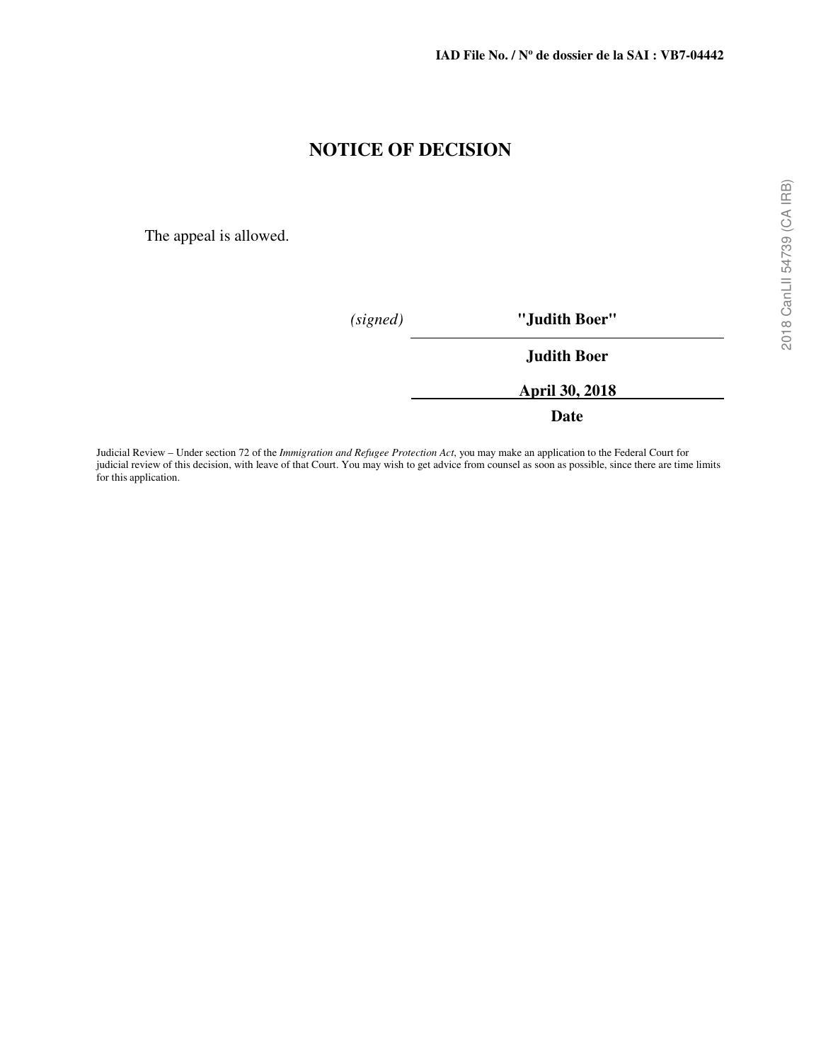**IAD File No. / Nº de dossier de la SAI : VB7-04442**

# NOTICE OF DECISION

The appeal is allowed.

*(signed)* **"Judith Boer"**

**Judith Boer**

**April 30, 2018**

**Date**

Judicial Review – Under section 72 of the *Immigration and Refugee Protection Act*, you may make an application to the Federal Court for judicial review of this decision, with leave of that Court. You may wish to get advice from counsel as soon as possible, since there are time limits for this application.